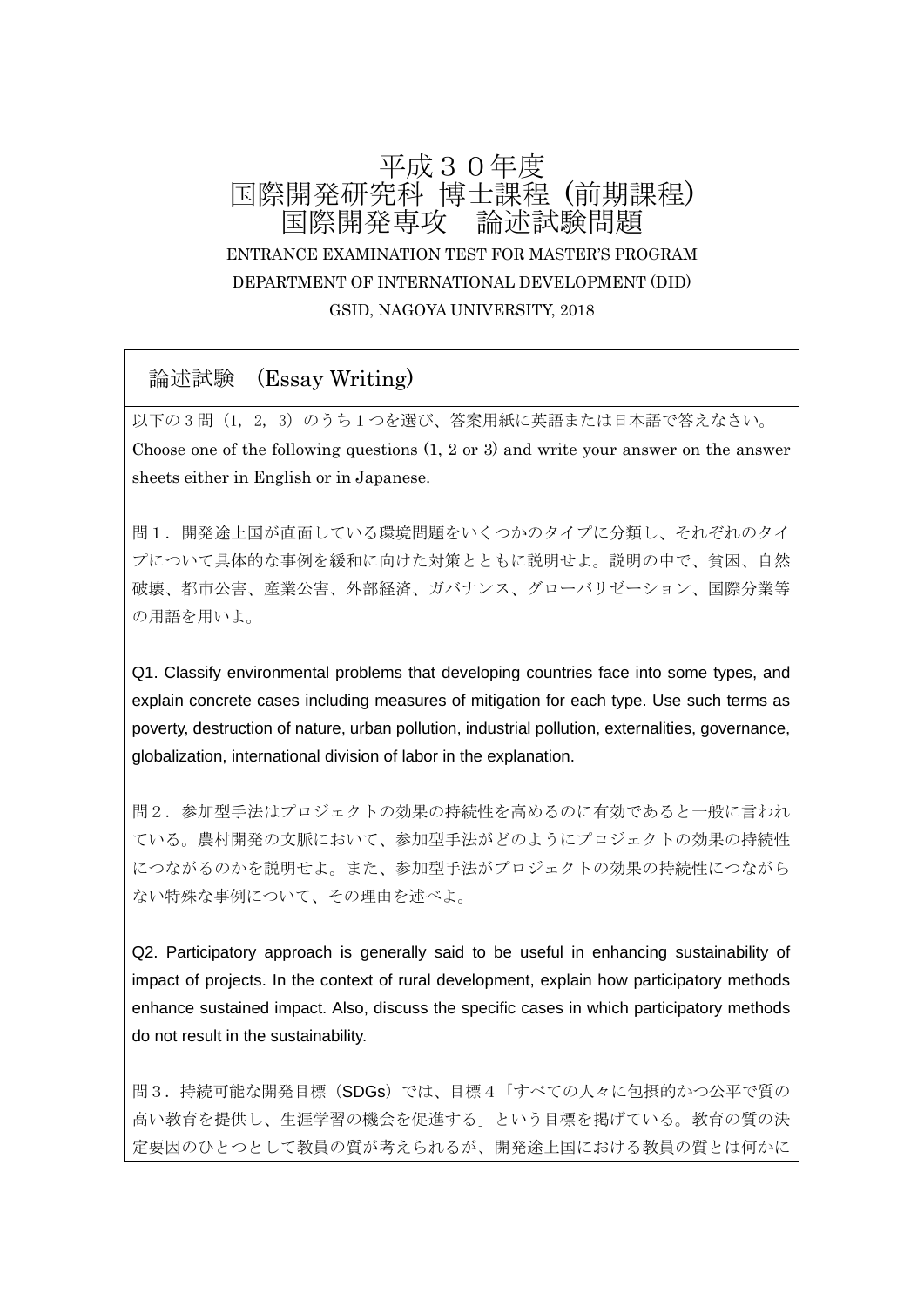# 平成３０年度
# 国際開発研究科 博士課程（前期課程）
# 国際開発専攻　論述試験問題

ENTRANCE EXAMINATION TEST FOR MASTER'S PROGRAM

DEPARTMENT OF INTERNATIONAL DEVELOPMENT (DID)

GSID, NAGOYA UNIVERSITY, 2018

## 論述試験　(Essay Writing)

以下の３問（1，2，3）のうち１つを選び、答案用紙に英語または日本語で答えなさい。
Choose one of the following questions (1, 2 or 3) and write your answer on the answer sheets either in English or in Japanese.

問１．開発途上国が直面している環境問題をいくつかのタイプに分類し、それぞれのタイプについて具体的な事例を緩和に向けた対策とともに説明せよ。説明の中で、貧困、自然破壊、都市公害、産業公害、外部経済、ガバナンス、グローバリゼーション、国際分業等の用語を用いよ。

Q1. Classify environmental problems that developing countries face into some types, and explain concrete cases including measures of mitigation for each type. Use such terms as poverty, destruction of nature, urban pollution, industrial pollution, externalities, governance, globalization, international division of labor in the explanation.

問２．参加型手法はプロジェクトの効果の持続性を高めるのに有効であると一般に言われている。農村開発の文脈において、参加型手法がどのようにプロジェクトの効果の持続性につながるのかを説明せよ。また、参加型手法がプロジェクトの効果の持続性につながらない特殊な事例について、その理由を述べよ。

Q2. Participatory approach is generally said to be useful in enhancing sustainability of impact of projects. In the context of rural development, explain how participatory methods enhance sustained impact. Also, discuss the specific cases in which participatory methods do not result in the sustainability.

問３．持続可能な開発目標（SDGs）では、目標４「すべての人々に包摂的かつ公平で質の高い教育を提供し、生涯学習の機会を促進する」という目標を掲げている。教育の質の決定要因のひとつとして教員の質が考えられるが、開発途上国における教員の質とは何かに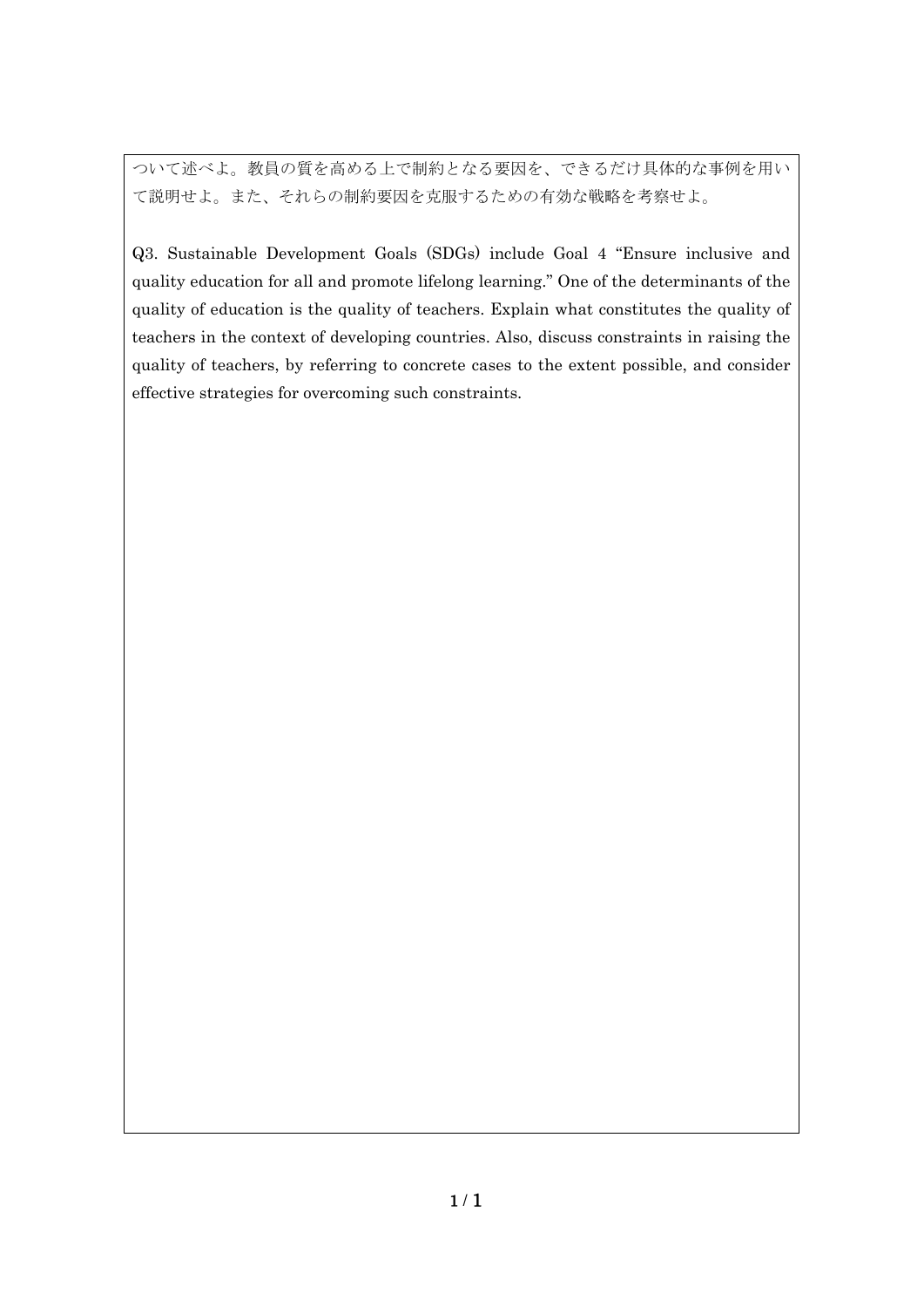ついて述べよ。教員の質を高める上で制約となる要因を、できるだけ具体的な事例を用いて説明せよ。また、それらの制約要因を克服するための有効な戦略を考察せよ。

Q3. Sustainable Development Goals (SDGs) include Goal 4 "Ensure inclusive and quality education for all and promote lifelong learning." One of the determinants of the quality of education is the quality of teachers. Explain what constitutes the quality of teachers in the context of developing countries. Also, discuss constraints in raising the quality of teachers, by referring to concrete cases to the extent possible, and consider effective strategies for overcoming such constraints.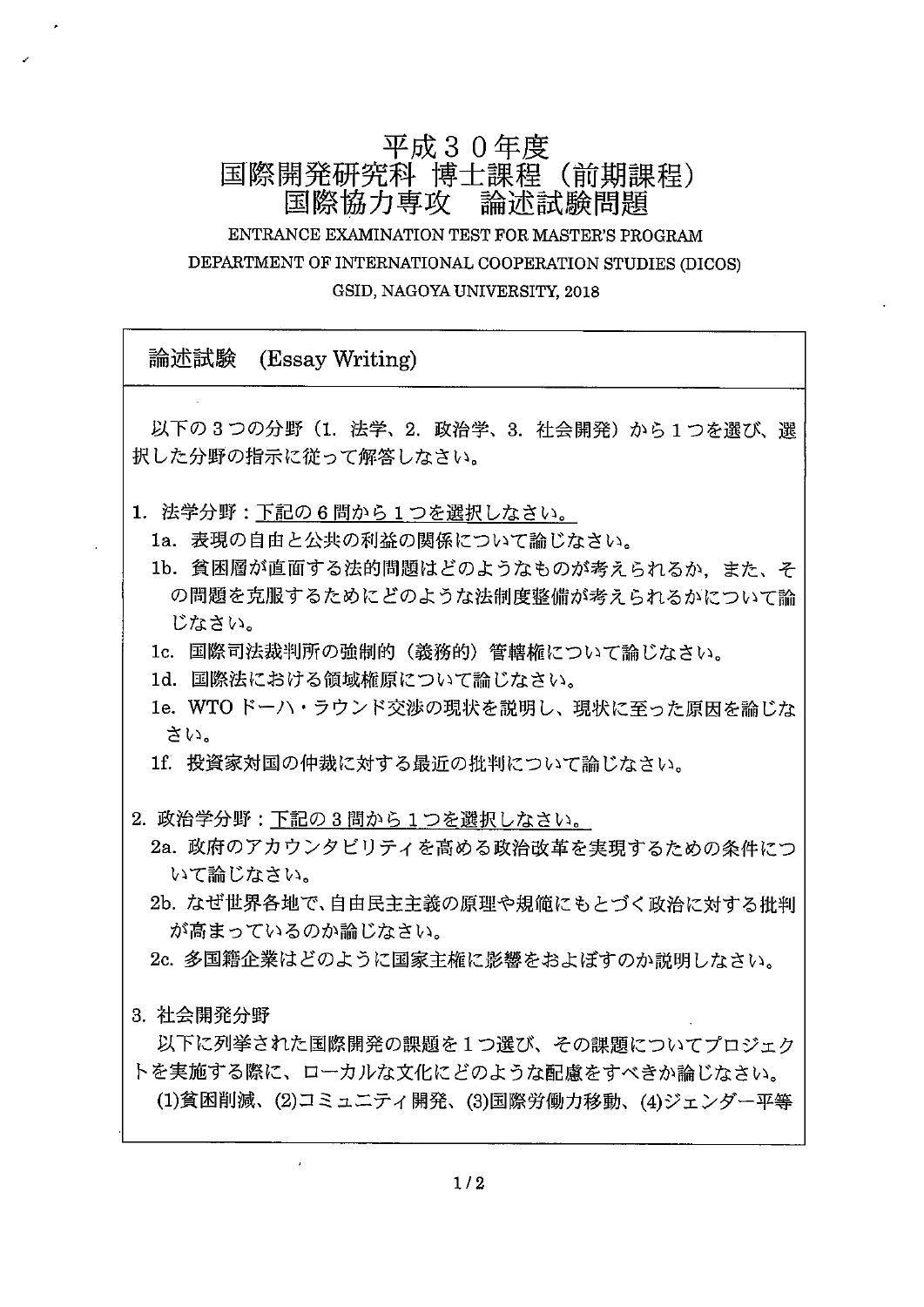# 平成３０年度
# 国際開発研究科 博士課程（前期課程）
# 国際協力専攻　論述試験問題

ENTRANCE EXAMINATION TEST FOR MASTER'S PROGRAM
DEPARTMENT OF INTERNATIONAL COOPERATION STUDIES (DICOS)
GSID, NAGOYA UNIVERSITY, 2018

## 論述試験　(Essay Writing)

以下の３つの分野（1. 法学、2. 政治学、3. 社会開発）から１つを選び、選択した分野の指示に従って解答しなさい。

1. 法学分野：下記の６問から１つを選択しなさい。
   - 1a. 表現の自由と公共の利益の関係について論じなさい。
   - 1b. 貧困層が直面する法的問題はどのようなものが考えられるか，また、その問題を克服するためにどのような法制度整備が考えられるかについて論じなさい。
   - 1c. 国際司法裁判所の強制的（義務的）管轄権について論じなさい。
   - 1d. 国際法における領域権原について論じなさい。
   - 1e. WTO ドーハ・ラウンド交渉の現状を説明し、現状に至った原因を論じなさい。
   - 1f. 投資家対国の仲裁に対する最近の批判について論じなさい。

2. 政治学分野：下記の３問から１つを選択しなさい。
   - 2a. 政府のアカウンタビリティを高める政治改革を実現するための条件について論じなさい。
   - 2b. なぜ世界各地で、自由民主主義の原理や規範にもとづく政治に対する批判が高まっているのか論じなさい。
   - 2c. 多国籍企業はどのように国家主権に影響をおよぼすのか説明しなさい。

3. 社会開発分野

   以下に列挙された国際開発の課題を１つ選び、その課題についてプロジェクトを実施する際に、ローカルな文化にどのような配慮をすべきか論じなさい。

   (1)貧困削減、(2)コミュニティ開発、(3)国際労働力移動、(4)ジェンダー平等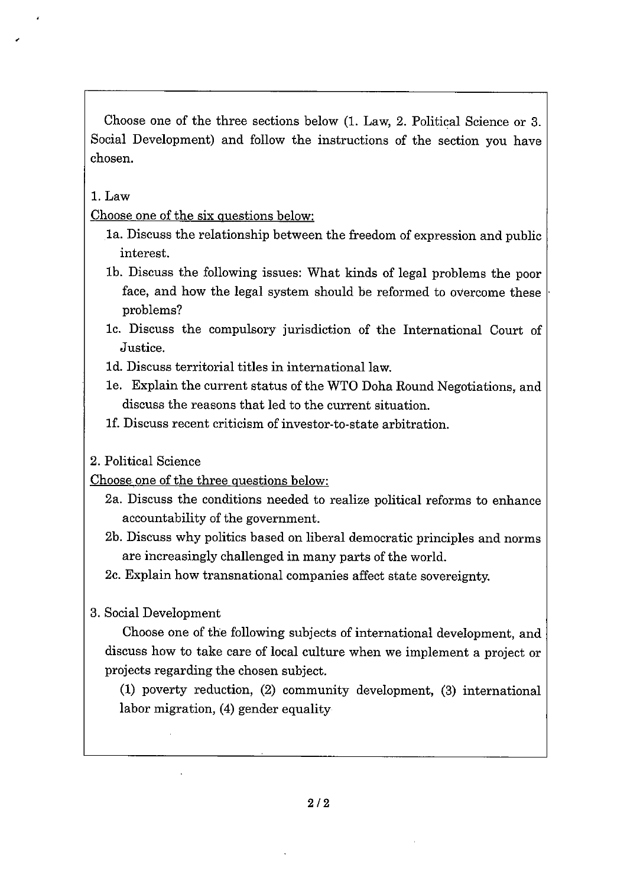Choose one of the three sections below (1. Law, 2. Political Science or 3. Social Development) and follow the instructions of the section you have chosen.

1. Law

<u>Choose one of the six questions below:</u>

1a. Discuss the relationship between the freedom of expression and public interest.

1b. Discuss the following issues: What kinds of legal problems the poor face, and how the legal system should be reformed to overcome these problems?

1c. Discuss the compulsory jurisdiction of the International Court of Justice.

1d. Discuss territorial titles in international law.

1e. Explain the current status of the WTO Doha Round Negotiations, and discuss the reasons that led to the current situation.

1f. Discuss recent criticism of investor-to-state arbitration.

2. Political Science

<u>Choose one of the three questions below:</u>

2a. Discuss the conditions needed to realize political reforms to enhance accountability of the government.

2b. Discuss why politics based on liberal democratic principles and norms are increasingly challenged in many parts of the world.

2c. Explain how transnational companies affect state sovereignty.

3. Social Development

Choose one of the following subjects of international development, and discuss how to take care of local culture when we implement a project or projects regarding the chosen subject.

(1) poverty reduction, (2) community development, (3) international labor migration, (4) gender equality